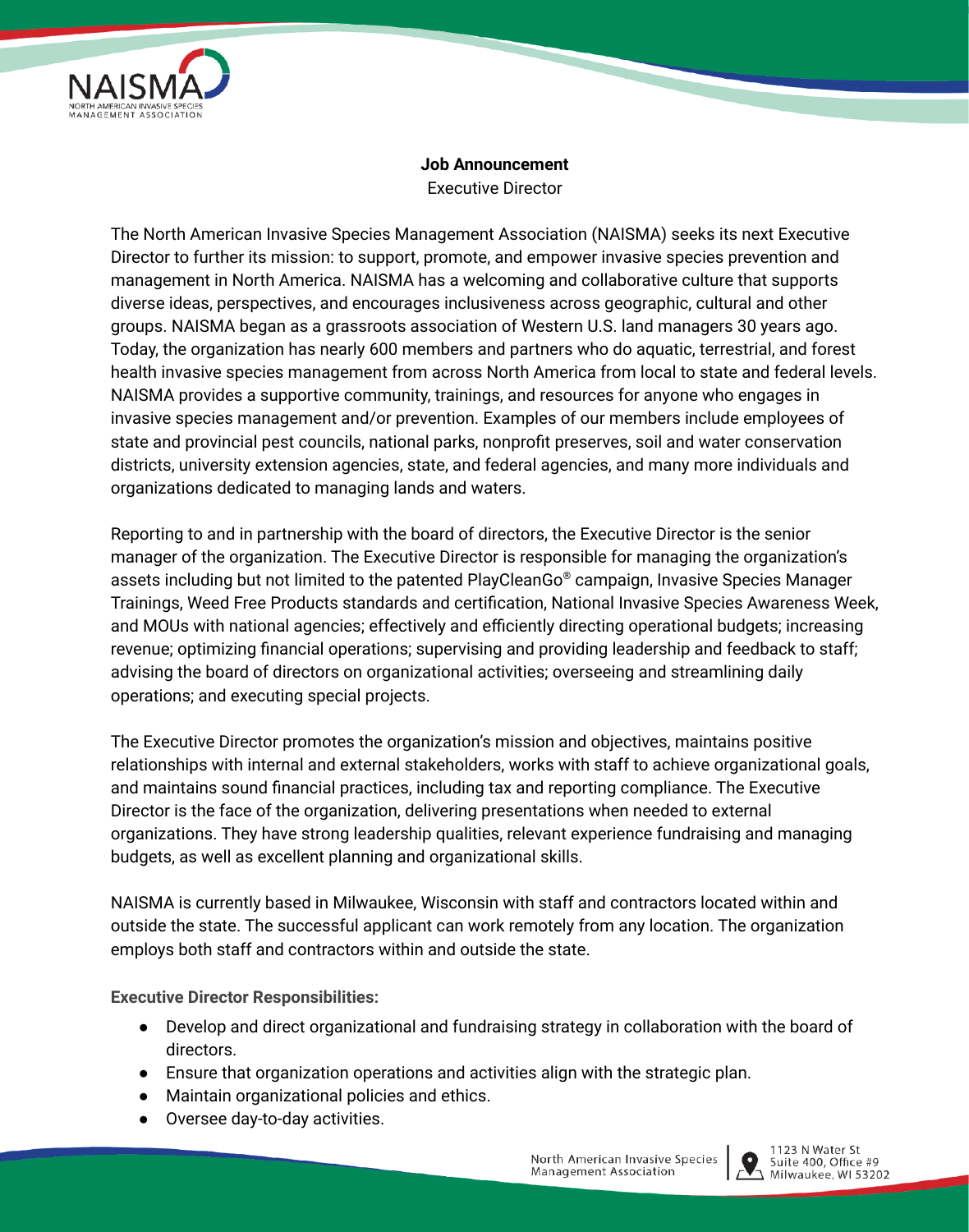**Job Announcement**

Executive Director

The North American Invasive Species Management Association (NAISMA) seeks its next Executive Director to further its mission: to support, promote, and empower invasive species prevention and management in North America. NAISMA has a welcoming and collaborative culture that supports diverse ideas, perspectives, and encourages inclusiveness across geographic, cultural and other groups. NAISMA began as a grassroots association of Western U.S. land managers 30 years ago. Today, the organization has nearly 600 members and partners who do aquatic, terrestrial, and forest health invasive species management from across North America from local to state and federal levels. NAISMA provides a supportive community, trainings, and resources for anyone who engages in invasive species management and/or prevention. Examples of our members include employees of state and provincial pest councils, national parks, nonprofit preserves, soil and water conservation districts, university extension agencies, state, and federal agencies, and many more individuals and organizations dedicated to managing lands and waters.

Reporting to and in partnership with the board of directors, the Executive Director is the senior manager of the organization. The Executive Director is responsible for managing the organization's assets including but not limited to the patented PlayCleanGo® campaign, Invasive Species Manager Trainings, Weed Free Products standards and certification, National Invasive Species Awareness Week, and MOUs with national agencies; effectively and efficiently directing operational budgets; increasing revenue; optimizing financial operations; supervising and providing leadership and feedback to staff; advising the board of directors on organizational activities; overseeing and streamlining daily operations; and executing special projects.

The Executive Director promotes the organization's mission and objectives, maintains positive relationships with internal and external stakeholders, works with staff to achieve organizational goals, and maintains sound financial practices, including tax and reporting compliance. The Executive Director is the face of the organization, delivering presentations when needed to external organizations. They have strong leadership qualities, relevant experience fundraising and managing budgets, as well as excellent planning and organizational skills.

NAISMA is currently based in Milwaukee, Wisconsin with staff and contractors located within and outside the state. The successful applicant can work remotely from any location. The organization employs both staff and contractors within and outside the state.

**Executive Director Responsibilities:**

- Develop and direct organizational and fundraising strategy in collaboration with the board of directors.
- Ensure that organization operations and activities align with the strategic plan.
- Maintain organizational policies and ethics.
- Oversee day-to-day activities.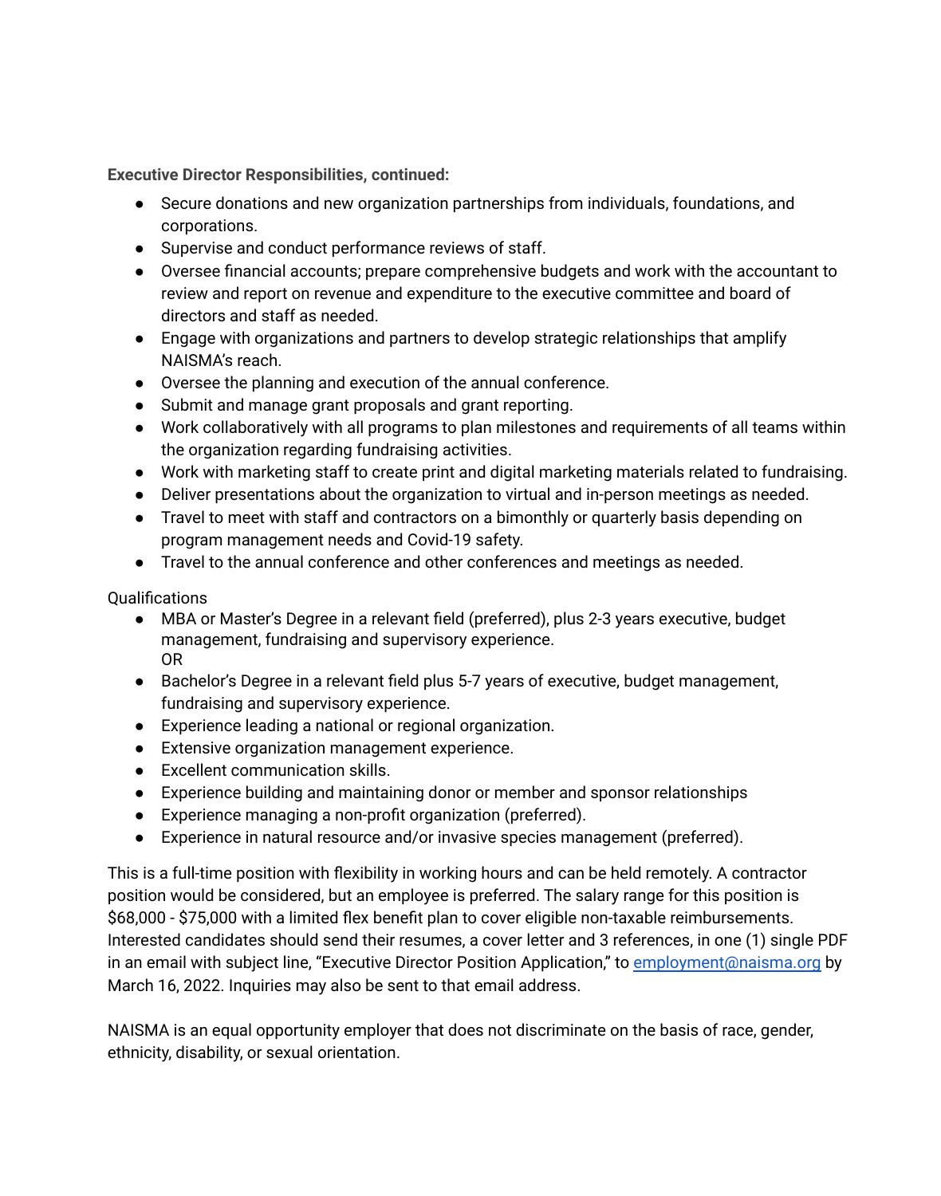**Executive Director Responsibilities, continued:**

- Secure donations and new organization partnerships from individuals, foundations, and corporations.
- Supervise and conduct performance reviews of staff.
- Oversee financial accounts; prepare comprehensive budgets and work with the accountant to review and report on revenue and expenditure to the executive committee and board of directors and staff as needed.
- Engage with organizations and partners to develop strategic relationships that amplify NAISMA's reach.
- Oversee the planning and execution of the annual conference.
- Submit and manage grant proposals and grant reporting.
- Work collaboratively with all programs to plan milestones and requirements of all teams within the organization regarding fundraising activities.
- Work with marketing staff to create print and digital marketing materials related to fundraising.
- Deliver presentations about the organization to virtual and in-person meetings as needed.
- Travel to meet with staff and contractors on a bimonthly or quarterly basis depending on program management needs and Covid-19 safety.
- Travel to the annual conference and other conferences and meetings as needed.

Qualifications

- MBA or Master's Degree in a relevant field (preferred), plus 2-3 years executive, budget management, fundraising and supervisory experience.
  OR
- Bachelor's Degree in a relevant field plus 5-7 years of executive, budget management, fundraising and supervisory experience.
- Experience leading a national or regional organization.
- Extensive organization management experience.
- Excellent communication skills.
- Experience building and maintaining donor or member and sponsor relationships
- Experience managing a non-profit organization (preferred).
- Experience in natural resource and/or invasive species management (preferred).

This is a full-time position with flexibility in working hours and can be held remotely. A contractor position would be considered, but an employee is preferred. The salary range for this position is $68,000 - $75,000 with a limited flex benefit plan to cover eligible non-taxable reimbursements. Interested candidates should send their resumes, a cover letter and 3 references, in one (1) single PDF in an email with subject line, "Executive Director Position Application," to employment@naisma.org by March 16, 2022. Inquiries may also be sent to that email address.

NAISMA is an equal opportunity employer that does not discriminate on the basis of race, gender, ethnicity, disability, or sexual orientation.